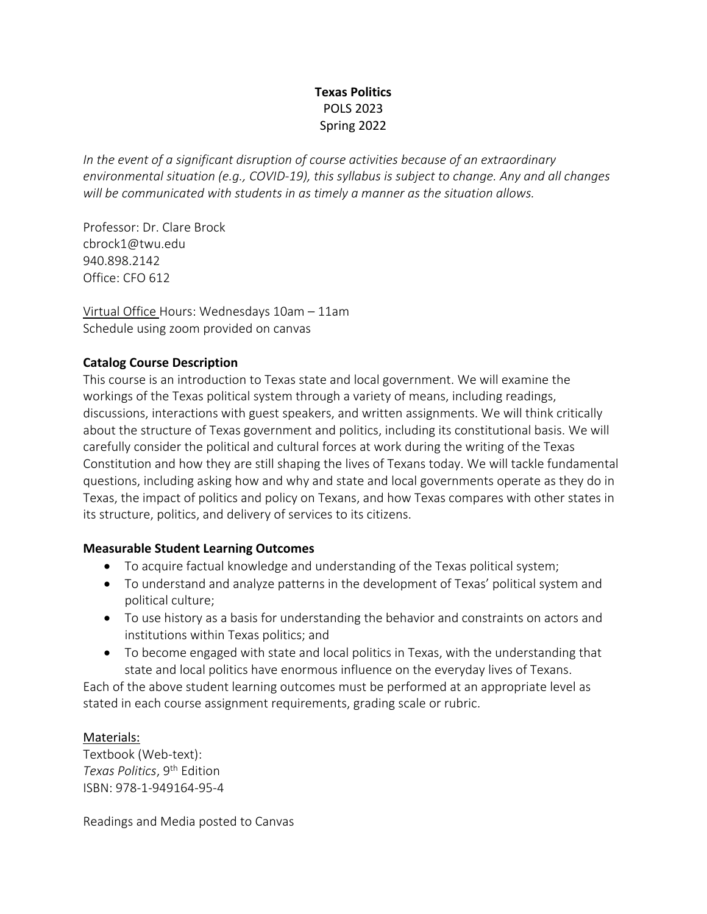**Texas Politics**
POLS 2023
Spring 2022

*In the event of a significant disruption of course activities because of an extraordinary environmental situation (e.g., COVID-19), this syllabus is subject to change. Any and all changes will be communicated with students in as timely a manner as the situation allows.*

Professor: Dr. Clare Brock
cbrock1@twu.edu
940.898.2142
Office: CFO 612

<u>Virtual Office</u> Hours: Wednesdays 10am – 11am
Schedule using zoom provided on canvas

**Catalog Course Description**

This course is an introduction to Texas state and local government. We will examine the workings of the Texas political system through a variety of means, including readings, discussions, interactions with guest speakers, and written assignments. We will think critically about the structure of Texas government and politics, including its constitutional basis. We will carefully consider the political and cultural forces at work during the writing of the Texas Constitution and how they are still shaping the lives of Texans today. We will tackle fundamental questions, including asking how and why and state and local governments operate as they do in Texas, the impact of politics and policy on Texans, and how Texas compares with other states in its structure, politics, and delivery of services to its citizens.

**Measurable Student Learning Outcomes**

- To acquire factual knowledge and understanding of the Texas political system;
- To understand and analyze patterns in the development of Texas' political system and political culture;
- To use history as a basis for understanding the behavior and constraints on actors and institutions within Texas politics; and
- To become engaged with state and local politics in Texas, with the understanding that state and local politics have enormous influence on the everyday lives of Texans.

Each of the above student learning outcomes must be performed at an appropriate level as stated in each course assignment requirements, grading scale or rubric.

<u>Materials:</u>
Textbook (Web-text):
*Texas Politics*, 9th Edition
ISBN: 978-1-949164-95-4

Readings and Media posted to Canvas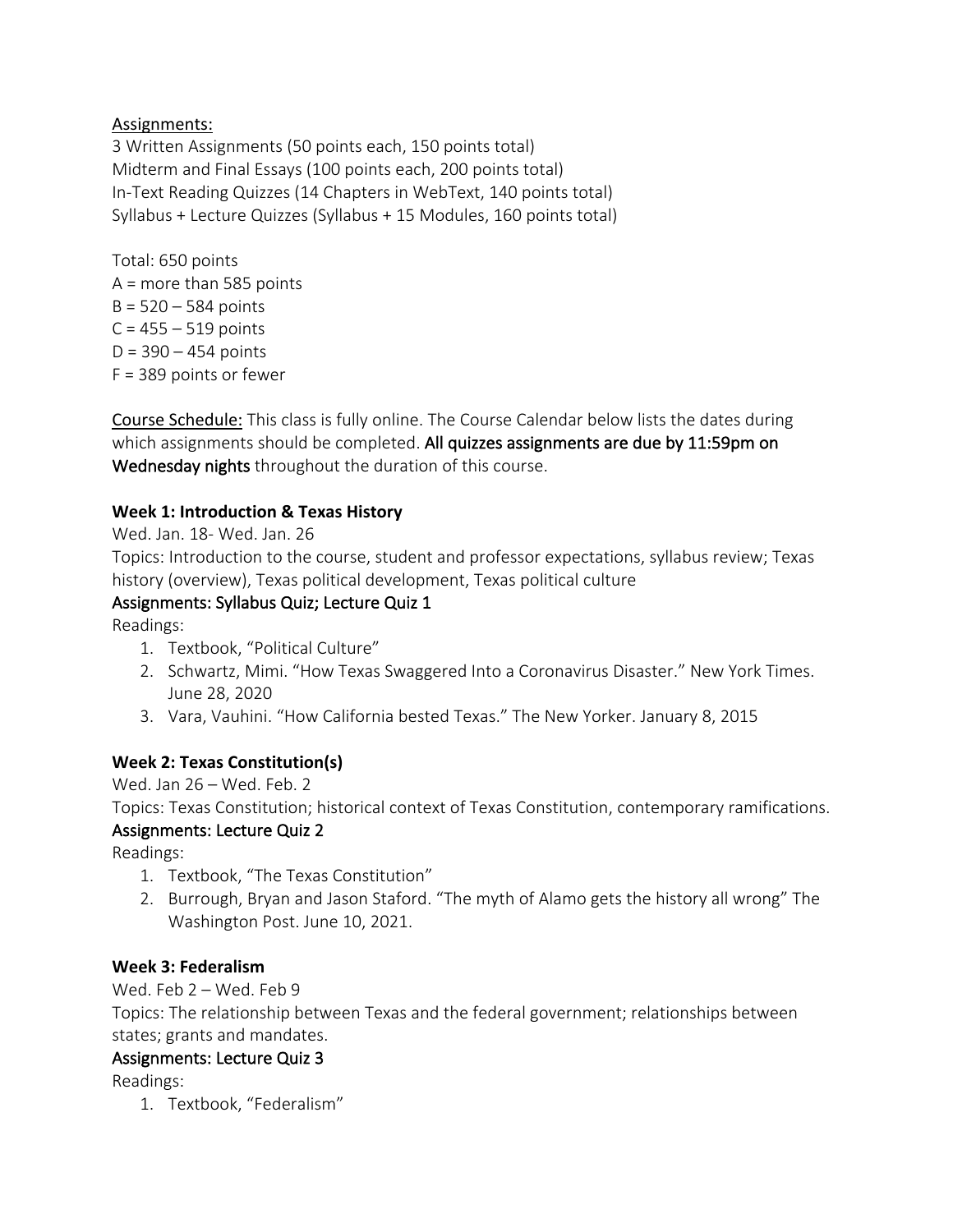Assignments:

3 Written Assignments (50 points each, 150 points total)
Midterm and Final Essays (100 points each, 200 points total)
In-Text Reading Quizzes (14 Chapters in WebText, 140 points total)
Syllabus + Lecture Quizzes (Syllabus + 15 Modules, 160 points total)

Total: 650 points
A = more than 585 points
B = 520 – 584 points
C = 455 – 519 points
D = 390 – 454 points
F = 389 points or fewer

Course Schedule: This class is fully online. The Course Calendar below lists the dates during which assignments should be completed. **All quizzes assignments are due by 11:59pm on Wednesday nights** throughout the duration of this course.

**Week 1: Introduction & Texas History**

Wed. Jan. 18- Wed. Jan. 26

Topics: Introduction to the course, student and professor expectations, syllabus review; Texas history (overview), Texas political development, Texas political culture

**Assignments: Syllabus Quiz; Lecture Quiz 1**

Readings:

1. Textbook, "Political Culture"
2. Schwartz, Mimi. "How Texas Swaggered Into a Coronavirus Disaster." New York Times. June 28, 2020
3. Vara, Vauhini. "How California bested Texas." The New Yorker. January 8, 2015

**Week 2: Texas Constitution(s)**

Wed. Jan 26 – Wed. Feb. 2

Topics: Texas Constitution; historical context of Texas Constitution, contemporary ramifications.

**Assignments: Lecture Quiz 2**

Readings:

1. Textbook, "The Texas Constitution"
2. Burrough, Bryan and Jason Staford. "The myth of Alamo gets the history all wrong" The Washington Post. June 10, 2021.

**Week 3: Federalism**

Wed. Feb 2 – Wed. Feb 9

Topics: The relationship between Texas and the federal government; relationships between states; grants and mandates.

**Assignments: Lecture Quiz 3**

Readings:

1. Textbook, "Federalism"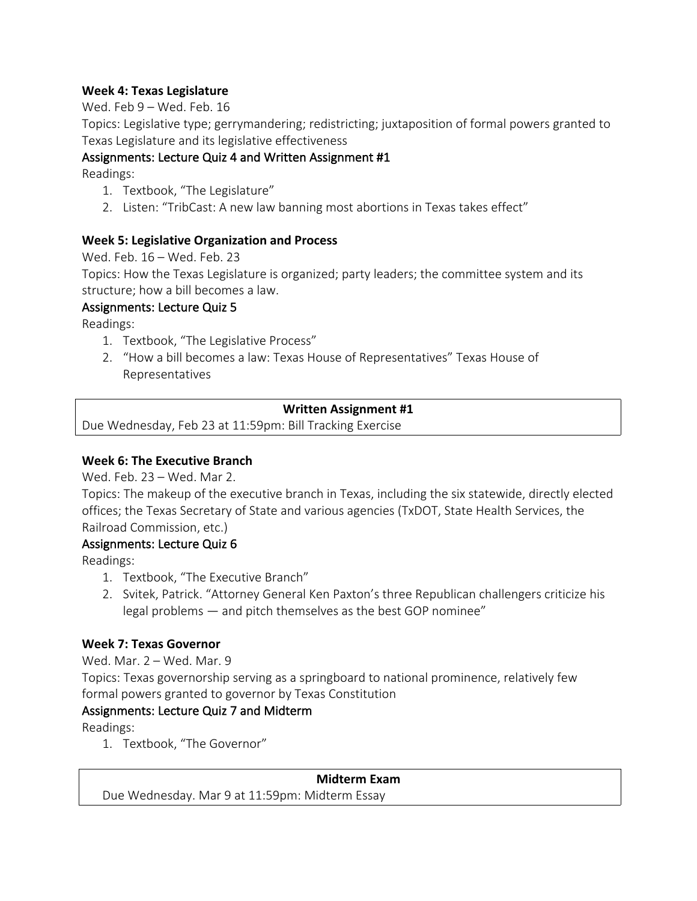**Week 4: Texas Legislature**

Wed. Feb 9 – Wed. Feb. 16

Topics: Legislative type; gerrymandering; redistricting; juxtaposition of formal powers granted to Texas Legislature and its legislative effectiveness

Assignments: Lecture Quiz 4 and Written Assignment #1

Readings:

1. Textbook, "The Legislature"
2. Listen: "TribCast: A new law banning most abortions in Texas takes effect"

**Week 5: Legislative Organization and Process**

Wed. Feb. 16 – Wed. Feb. 23

Topics: How the Texas Legislature is organized; party leaders; the committee system and its structure; how a bill becomes a law.

Assignments: Lecture Quiz 5

Readings:

1. Textbook, "The Legislative Process"
2. "How a bill becomes a law: Texas House of Representatives" Texas House of Representatives

| **Written Assignment #1** |
|---|
| Due Wednesday, Feb 23 at 11:59pm: Bill Tracking Exercise |

**Week 6: The Executive Branch**

Wed. Feb. 23 – Wed. Mar 2.

Topics: The makeup of the executive branch in Texas, including the six statewide, directly elected offices; the Texas Secretary of State and various agencies (TxDOT, State Health Services, the Railroad Commission, etc.)

Assignments: Lecture Quiz 6

Readings:

1. Textbook, "The Executive Branch"
2. Svitek, Patrick. "Attorney General Ken Paxton's three Republican challengers criticize his legal problems — and pitch themselves as the best GOP nominee"

**Week 7: Texas Governor**

Wed. Mar. 2 – Wed. Mar. 9

Topics: Texas governorship serving as a springboard to national prominence, relatively few formal powers granted to governor by Texas Constitution

Assignments: Lecture Quiz 7 and Midterm

Readings:

1. Textbook, "The Governor"

| **Midterm Exam** |
|---|
| Due Wednesday. Mar 9 at 11:59pm: Midterm Essay |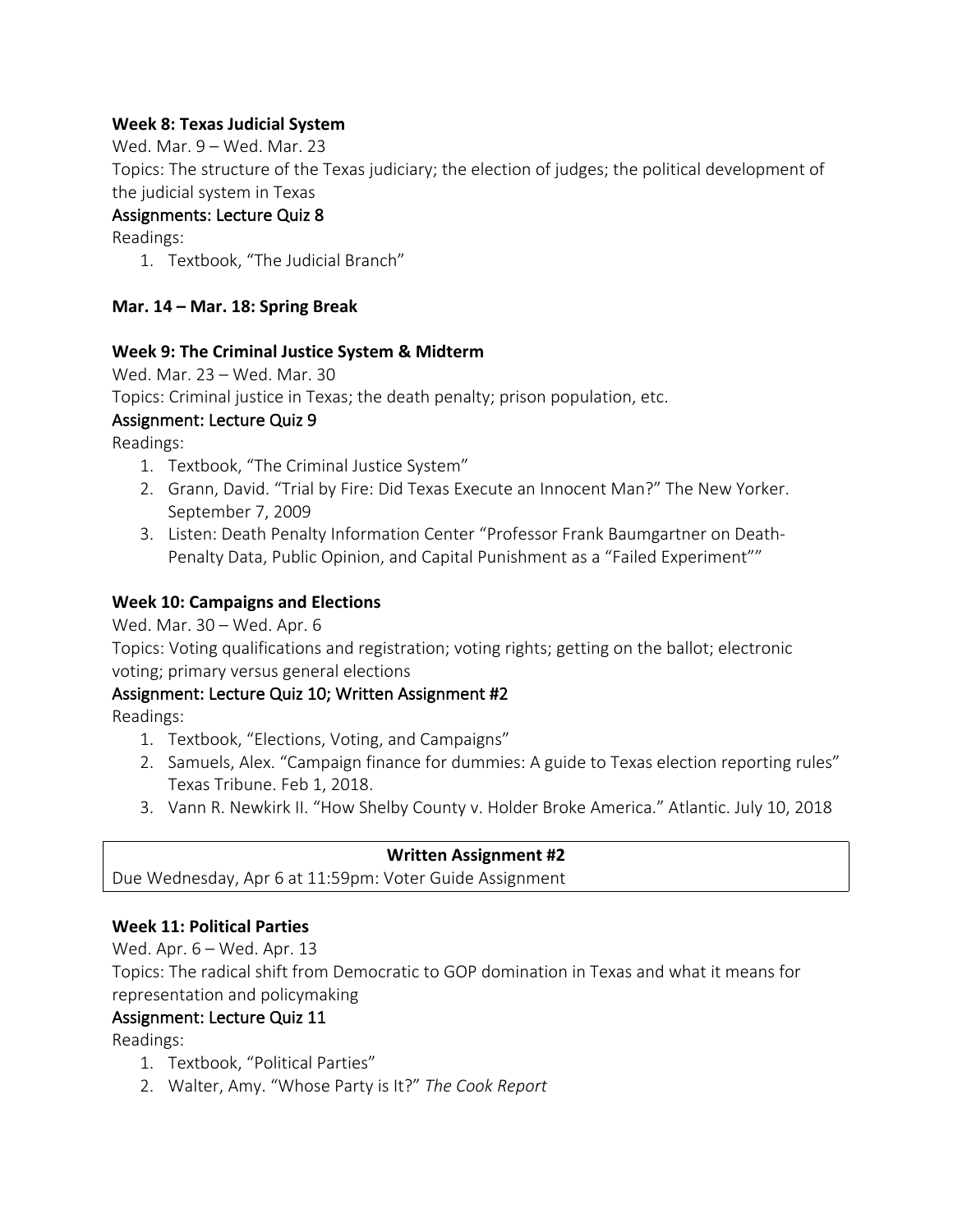**Week 8: Texas Judicial System**

Wed. Mar. 9 – Wed. Mar. 23

Topics: The structure of the Texas judiciary; the election of judges; the political development of the judicial system in Texas

Assignments: Lecture Quiz 8

Readings:

1. Textbook, "The Judicial Branch"

**Mar. 14 – Mar. 18: Spring Break**

**Week 9: The Criminal Justice System & Midterm**

Wed. Mar. 23 – Wed. Mar. 30

Topics: Criminal justice in Texas; the death penalty; prison population, etc.

Assignment: Lecture Quiz 9

Readings:

1. Textbook, "The Criminal Justice System"
2. Grann, David. "Trial by Fire: Did Texas Execute an Innocent Man?" The New Yorker. September 7, 2009
3. Listen: Death Penalty Information Center "Professor Frank Baumgartner on Death-Penalty Data, Public Opinion, and Capital Punishment as a "Failed Experiment""

**Week 10: Campaigns and Elections**

Wed. Mar. 30 – Wed. Apr. 6

Topics: Voting qualifications and registration; voting rights; getting on the ballot; electronic voting; primary versus general elections

Assignment: Lecture Quiz 10; Written Assignment #2

Readings:

1. Textbook, "Elections, Voting, and Campaigns"
2. Samuels, Alex. "Campaign finance for dummies: A guide to Texas election reporting rules" Texas Tribune. Feb 1, 2018.
3. Vann R. Newkirk II. "How Shelby County v. Holder Broke America." Atlantic. July 10, 2018

| **Written Assignment #2** |
| --- |
| Due Wednesday, Apr 6 at 11:59pm: Voter Guide Assignment |

**Week 11: Political Parties**

Wed. Apr. 6 – Wed. Apr. 13

Topics: The radical shift from Democratic to GOP domination in Texas and what it means for representation and policymaking

Assignment: Lecture Quiz 11

Readings:

1. Textbook, "Political Parties"
2. Walter, Amy. "Whose Party is It?" *The Cook Report*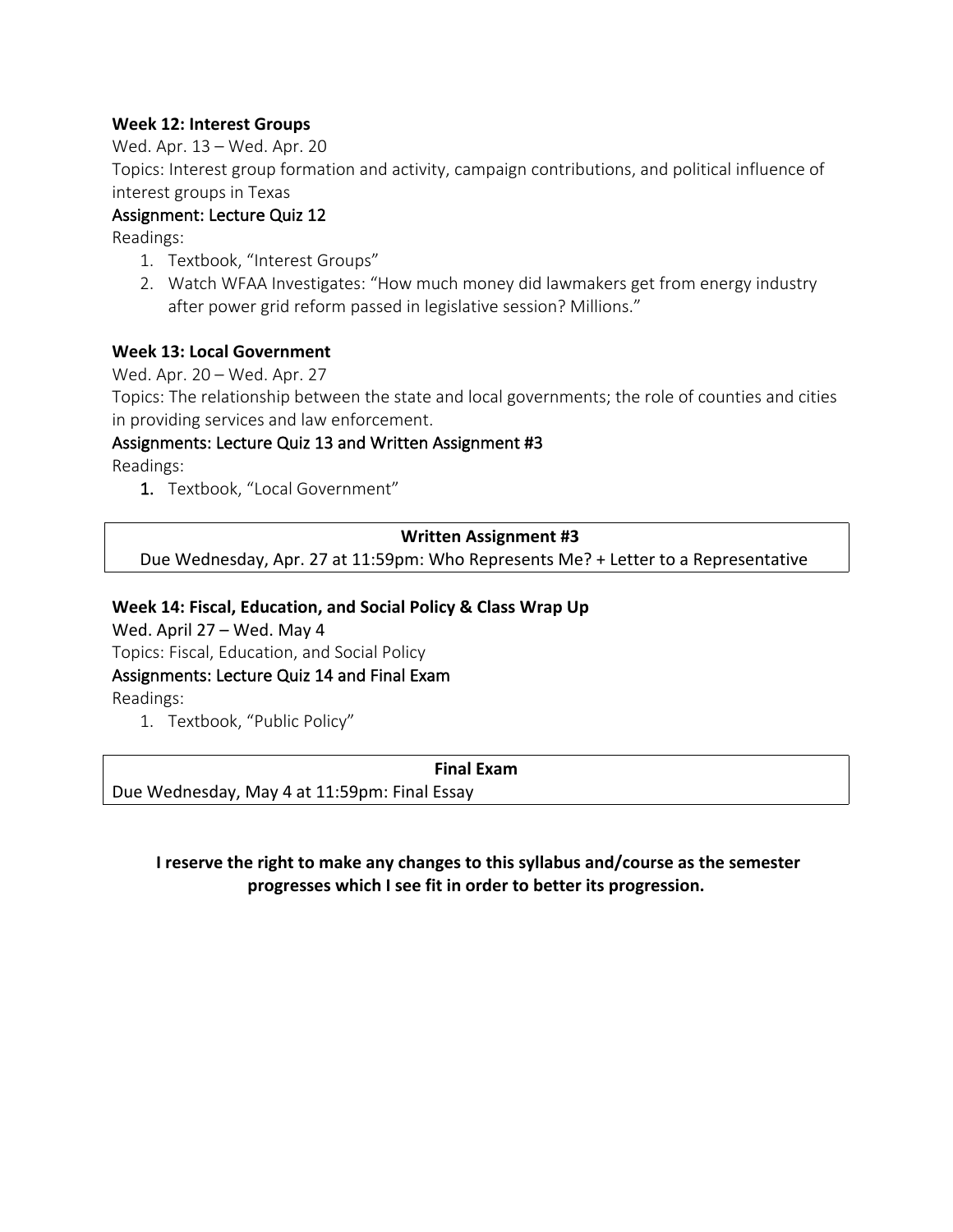### Week 12: Interest Groups

Wed. Apr. 13 – Wed. Apr. 20

Topics: Interest group formation and activity, campaign contributions, and political influence of interest groups in Texas

Assignment: Lecture Quiz 12

Readings:

1. Textbook, "Interest Groups"
2. Watch WFAA Investigates: "How much money did lawmakers get from energy industry after power grid reform passed in legislative session? Millions."

### Week 13: Local Government

Wed. Apr. 20 – Wed. Apr. 27

Topics: The relationship between the state and local governments; the role of counties and cities in providing services and law enforcement.

Assignments: Lecture Quiz 13 and Written Assignment #3

Readings:

1. Textbook, "Local Government"

| **Written Assignment #3** |
|---|
| Due Wednesday, Apr. 27 at 11:59pm: Who Represents Me? + Letter to a Representative |

### Week 14: Fiscal, Education, and Social Policy & Class Wrap Up

Wed. April 27 – Wed. May 4

Topics: Fiscal, Education, and Social Policy

Assignments: Lecture Quiz 14 and Final Exam

Readings:

1. Textbook, "Public Policy"

| **Final Exam** |
|---|
| Due Wednesday, May 4 at 11:59pm: Final Essay |

**I reserve the right to make any changes to this syllabus and/course as the semester progresses which I see fit in order to better its progression.**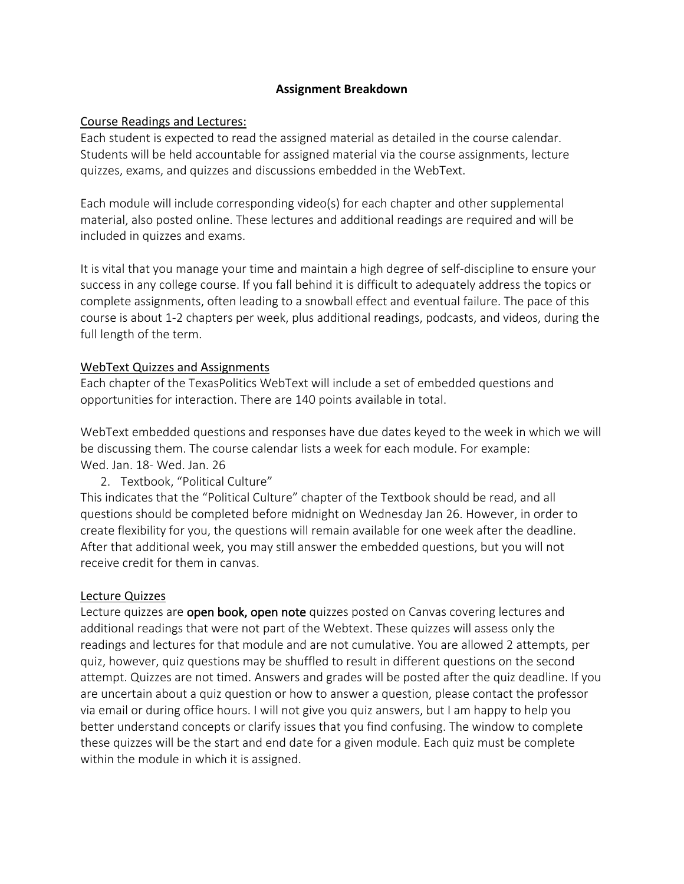## Assignment Breakdown

### Course Readings and Lectures:

Each student is expected to read the assigned material as detailed in the course calendar. Students will be held accountable for assigned material via the course assignments, lecture quizzes, exams, and quizzes and discussions embedded in the WebText.

Each module will include corresponding video(s) for each chapter and other supplemental material, also posted online. These lectures and additional readings are required and will be included in quizzes and exams.

It is vital that you manage your time and maintain a high degree of self-discipline to ensure your success in any college course. If you fall behind it is difficult to adequately address the topics or complete assignments, often leading to a snowball effect and eventual failure. The pace of this course is about 1-2 chapters per week, plus additional readings, podcasts, and videos, during the full length of the term.

### WebText Quizzes and Assignments

Each chapter of the TexasPolitics WebText will include a set of embedded questions and opportunities for interaction. There are 140 points available in total.

WebText embedded questions and responses have due dates keyed to the week in which we will be discussing them. The course calendar lists a week for each module. For example:
Wed. Jan. 18- Wed. Jan. 26

2. Textbook, "Political Culture"

This indicates that the "Political Culture" chapter of the Textbook should be read, and all questions should be completed before midnight on Wednesday Jan 26. However, in order to create flexibility for you, the questions will remain available for one week after the deadline. After that additional week, you may still answer the embedded questions, but you will not receive credit for them in canvas.

### Lecture Quizzes

Lecture quizzes are **open book, open note** quizzes posted on Canvas covering lectures and additional readings that were not part of the Webtext. These quizzes will assess only the readings and lectures for that module and are not cumulative. You are allowed 2 attempts, per quiz, however, quiz questions may be shuffled to result in different questions on the second attempt. Quizzes are not timed. Answers and grades will be posted after the quiz deadline. If you are uncertain about a quiz question or how to answer a question, please contact the professor via email or during office hours. I will not give you quiz answers, but I am happy to help you better understand concepts or clarify issues that you find confusing. The window to complete these quizzes will be the start and end date for a given module. Each quiz must be complete within the module in which it is assigned.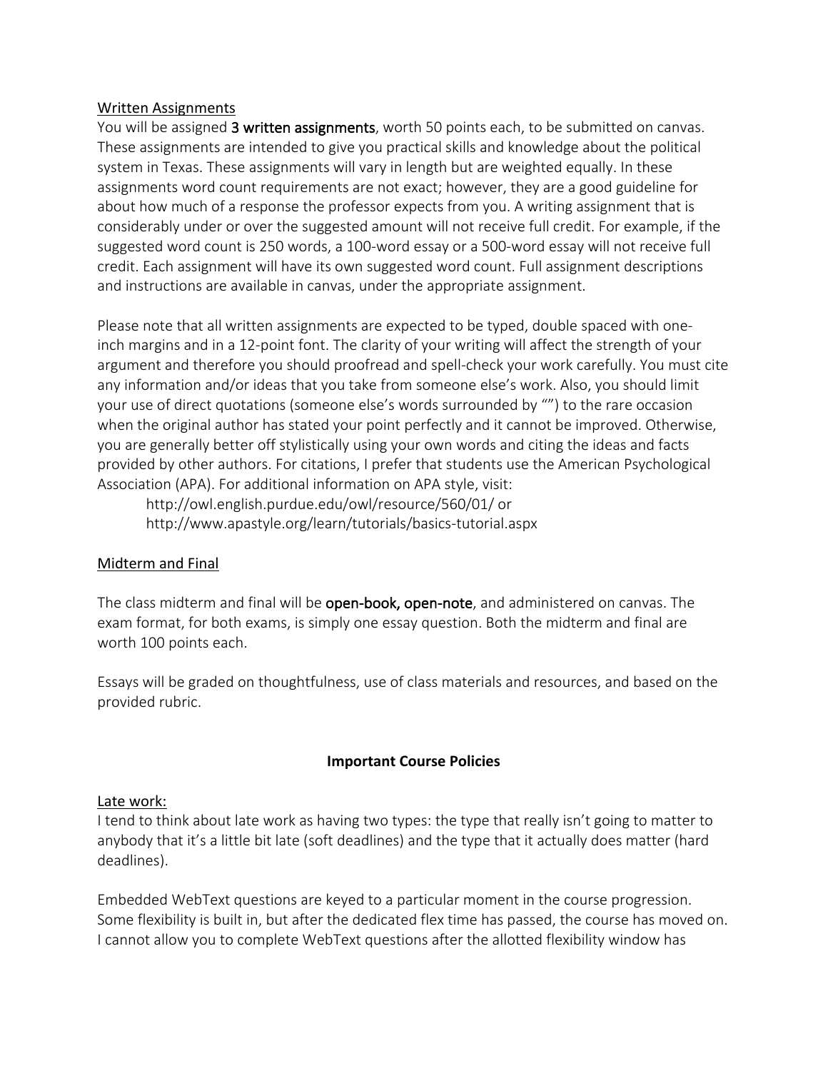<u>Written Assignments</u>

You will be assigned **3 written assignments**, worth 50 points each, to be submitted on canvas. These assignments are intended to give you practical skills and knowledge about the political system in Texas. These assignments will vary in length but are weighted equally. In these assignments word count requirements are not exact; however, they are a good guideline for about how much of a response the professor expects from you. A writing assignment that is considerably under or over the suggested amount will not receive full credit. For example, if the suggested word count is 250 words, a 100-word essay or a 500-word essay will not receive full credit. Each assignment will have its own suggested word count. Full assignment descriptions and instructions are available in canvas, under the appropriate assignment.

Please note that all written assignments are expected to be typed, double spaced with one-inch margins and in a 12-point font. The clarity of your writing will affect the strength of your argument and therefore you should proofread and spell-check your work carefully. You must cite any information and/or ideas that you take from someone else's work. Also, you should limit your use of direct quotations (someone else's words surrounded by "") to the rare occasion when the original author has stated your point perfectly and it cannot be improved. Otherwise, you are generally better off stylistically using your own words and citing the ideas and facts provided by other authors. For citations, I prefer that students use the American Psychological Association (APA). For additional information on APA style, visit:

http://owl.english.purdue.edu/owl/resource/560/01/ or
http://www.apastyle.org/learn/tutorials/basics-tutorial.aspx

<u>Midterm and Final</u>

The class midterm and final will be **open-book, open-note**, and administered on canvas. The exam format, for both exams, is simply one essay question. Both the midterm and final are worth 100 points each.

Essays will be graded on thoughtfulness, use of class materials and resources, and based on the provided rubric.

## Important Course Policies

<u>Late work:</u>

I tend to think about late work as having two types: the type that really isn't going to matter to anybody that it's a little bit late (soft deadlines) and the type that it actually does matter (hard deadlines).

Embedded WebText questions are keyed to a particular moment in the course progression. Some flexibility is built in, but after the dedicated flex time has passed, the course has moved on. I cannot allow you to complete WebText questions after the allotted flexibility window has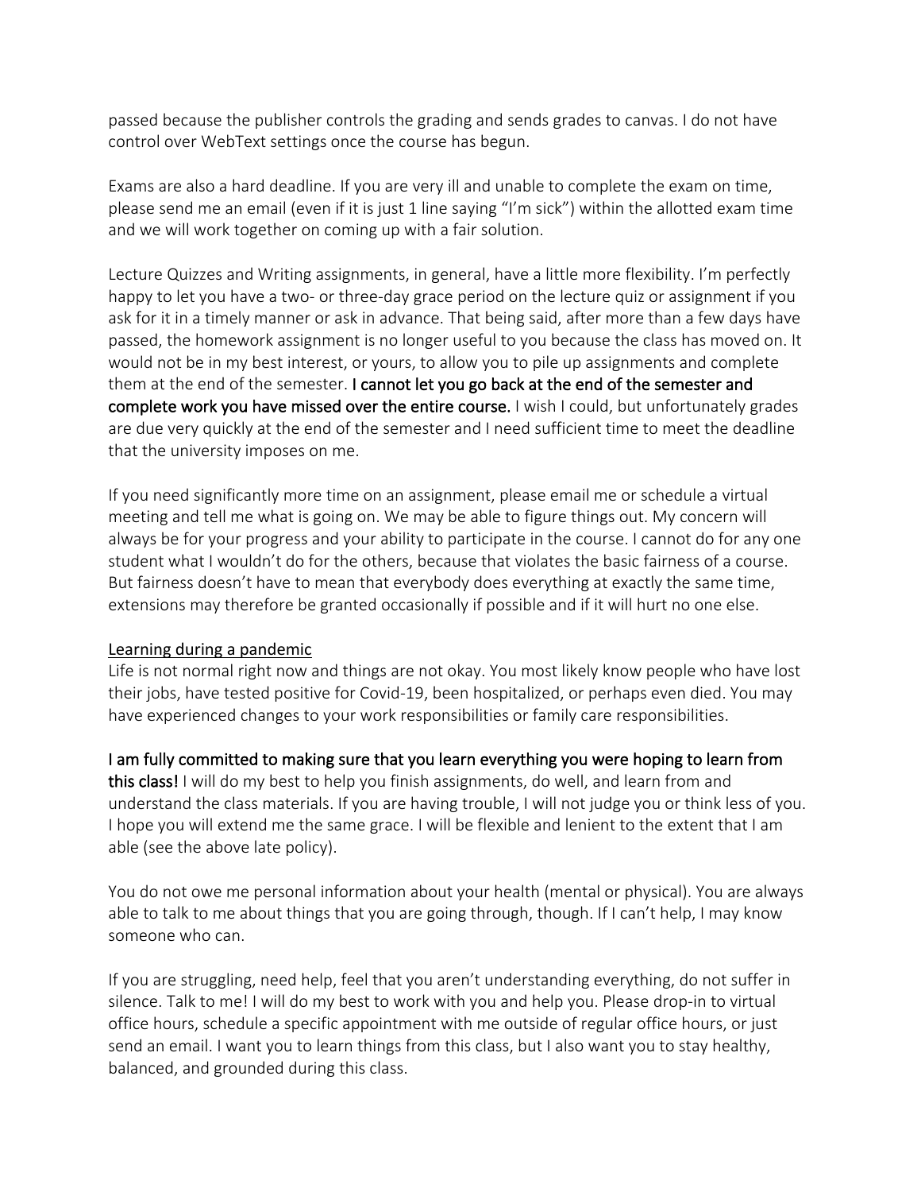passed because the publisher controls the grading and sends grades to canvas. I do not have control over WebText settings once the course has begun.

Exams are also a hard deadline. If you are very ill and unable to complete the exam on time, please send me an email (even if it is just 1 line saying "I'm sick") within the allotted exam time and we will work together on coming up with a fair solution.

Lecture Quizzes and Writing assignments, in general, have a little more flexibility. I'm perfectly happy to let you have a two- or three-day grace period on the lecture quiz or assignment if you ask for it in a timely manner or ask in advance. That being said, after more than a few days have passed, the homework assignment is no longer useful to you because the class has moved on. It would not be in my best interest, or yours, to allow you to pile up assignments and complete them at the end of the semester. **I cannot let you go back at the end of the semester and complete work you have missed over the entire course.** I wish I could, but unfortunately grades are due very quickly at the end of the semester and I need sufficient time to meet the deadline that the university imposes on me.

If you need significantly more time on an assignment, please email me or schedule a virtual meeting and tell me what is going on. We may be able to figure things out. My concern will always be for your progress and your ability to participate in the course. I cannot do for any one student what I wouldn't do for the others, because that violates the basic fairness of a course. But fairness doesn't have to mean that everybody does everything at exactly the same time, extensions may therefore be granted occasionally if possible and if it will hurt no one else.

<u>Learning during a pandemic</u>

Life is not normal right now and things are not okay. You most likely know people who have lost their jobs, have tested positive for Covid-19, been hospitalized, or perhaps even died. You may have experienced changes to your work responsibilities or family care responsibilities.

**I am fully committed to making sure that you learn everything you were hoping to learn from this class!** I will do my best to help you finish assignments, do well, and learn from and understand the class materials. If you are having trouble, I will not judge you or think less of you. I hope you will extend me the same grace. I will be flexible and lenient to the extent that I am able (see the above late policy).

You do not owe me personal information about your health (mental or physical). You are always able to talk to me about things that you are going through, though. If I can't help, I may know someone who can.

If you are struggling, need help, feel that you aren't understanding everything, do not suffer in silence. Talk to me! I will do my best to work with you and help you. Please drop-in to virtual office hours, schedule a specific appointment with me outside of regular office hours, or just send an email. I want you to learn things from this class, but I also want you to stay healthy, balanced, and grounded during this class.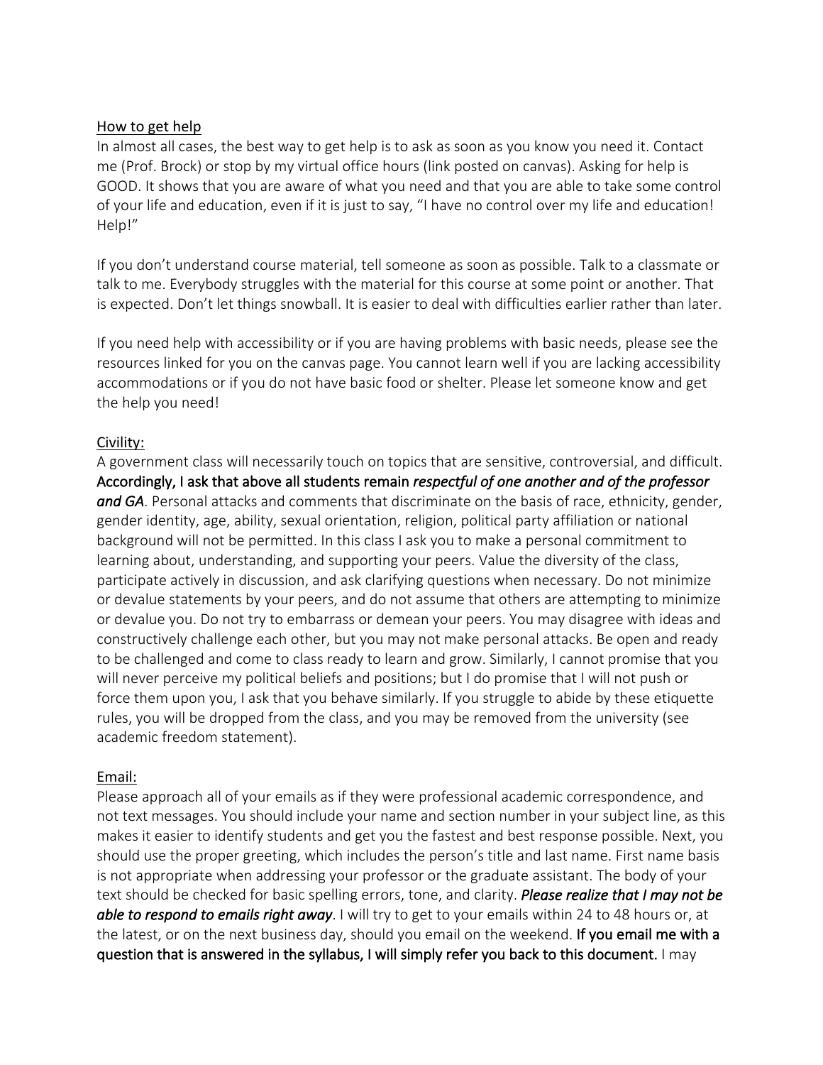## How to get help

In almost all cases, the best way to get help is to ask as soon as you know you need it. Contact me (Prof. Brock) or stop by my virtual office hours (link posted on canvas). Asking for help is GOOD. It shows that you are aware of what you need and that you are able to take some control of your life and education, even if it is just to say, "I have no control over my life and education! Help!"

If you don't understand course material, tell someone as soon as possible. Talk to a classmate or talk to me. Everybody struggles with the material for this course at some point or another. That is expected. Don't let things snowball. It is easier to deal with difficulties earlier rather than later.

If you need help with accessibility or if you are having problems with basic needs, please see the resources linked for you on the canvas page. You cannot learn well if you are lacking accessibility accommodations or if you do not have basic food or shelter. Please let someone know and get the help you need!

## Civility:

A government class will necessarily touch on topics that are sensitive, controversial, and difficult. **Accordingly, I ask that above all students remain *respectful of one another and of the professor and GA*.** Personal attacks and comments that discriminate on the basis of race, ethnicity, gender, gender identity, age, ability, sexual orientation, religion, political party affiliation or national background will not be permitted. In this class I ask you to make a personal commitment to learning about, understanding, and supporting your peers. Value the diversity of the class, participate actively in discussion, and ask clarifying questions when necessary. Do not minimize or devalue statements by your peers, and do not assume that others are attempting to minimize or devalue you. Do not try to embarrass or demean your peers. You may disagree with ideas and constructively challenge each other, but you may not make personal attacks. Be open and ready to be challenged and come to class ready to learn and grow. Similarly, I cannot promise that you will never perceive my political beliefs and positions; but I do promise that I will not push or force them upon you, I ask that you behave similarly. If you struggle to abide by these etiquette rules, you will be dropped from the class, and you may be removed from the university (see academic freedom statement).

## Email:

Please approach all of your emails as if they were professional academic correspondence, and not text messages. You should include your name and section number in your subject line, as this makes it easier to identify students and get you the fastest and best response possible. Next, you should use the proper greeting, which includes the person's title and last name. First name basis is not appropriate when addressing your professor or the graduate assistant. The body of your text should be checked for basic spelling errors, tone, and clarity. ***Please realize that I may not be able to respond to emails right away***. I will try to get to your emails within 24 to 48 hours or, at the latest, or on the next business day, should you email on the weekend. **If you email me with a question that is answered in the syllabus, I will simply refer you back to this document.** I may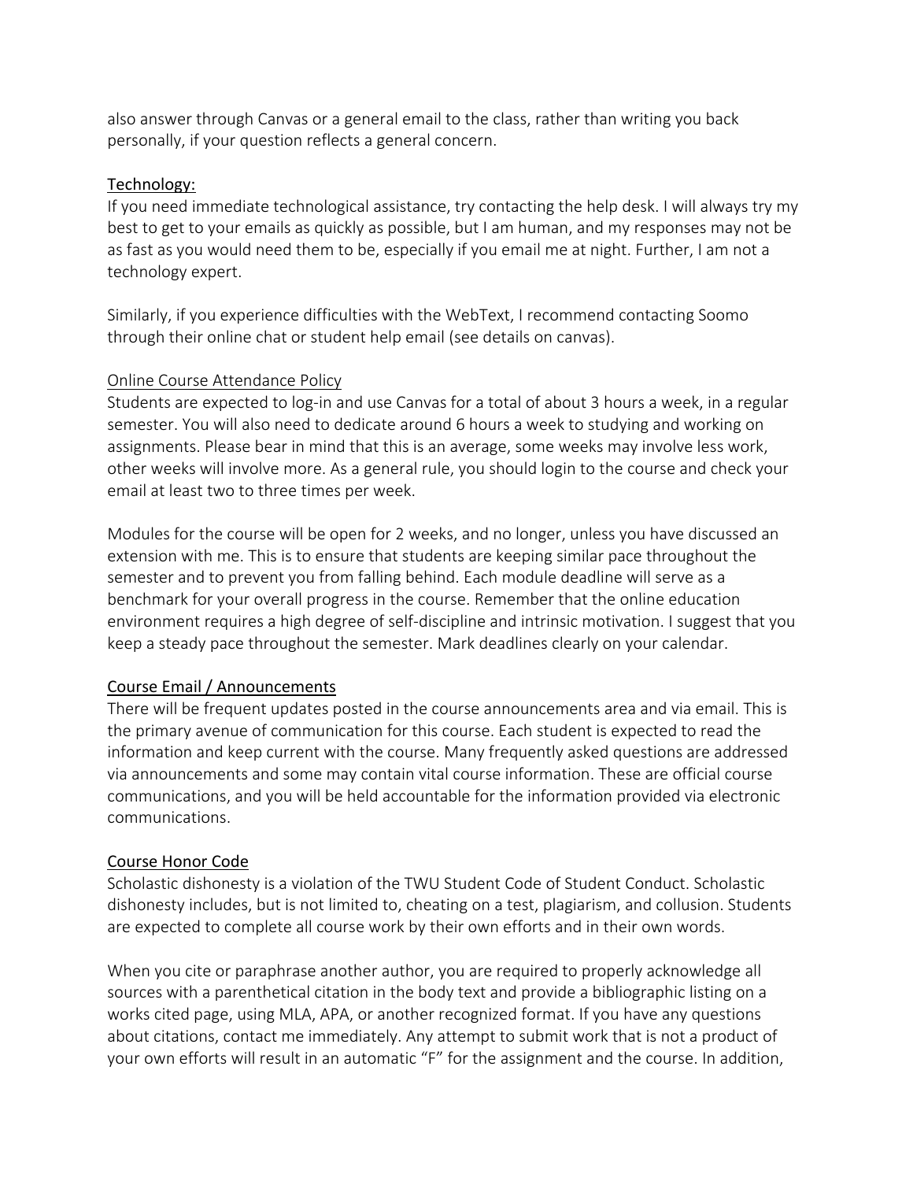also answer through Canvas or a general email to the class, rather than writing you back personally, if your question reflects a general concern.

## Technology:

If you need immediate technological assistance, try contacting the help desk. I will always try my best to get to your emails as quickly as possible, but I am human, and my responses may not be as fast as you would need them to be, especially if you email me at night. Further, I am not a technology expert.

Similarly, if you experience difficulties with the WebText, I recommend contacting Soomo through their online chat or student help email (see details on canvas).

## Online Course Attendance Policy

Students are expected to log-in and use Canvas for a total of about 3 hours a week, in a regular semester. You will also need to dedicate around 6 hours a week to studying and working on assignments. Please bear in mind that this is an average, some weeks may involve less work, other weeks will involve more. As a general rule, you should login to the course and check your email at least two to three times per week.

Modules for the course will be open for 2 weeks, and no longer, unless you have discussed an extension with me. This is to ensure that students are keeping similar pace throughout the semester and to prevent you from falling behind. Each module deadline will serve as a benchmark for your overall progress in the course. Remember that the online education environment requires a high degree of self-discipline and intrinsic motivation. I suggest that you keep a steady pace throughout the semester. Mark deadlines clearly on your calendar.

## Course Email / Announcements

There will be frequent updates posted in the course announcements area and via email. This is the primary avenue of communication for this course. Each student is expected to read the information and keep current with the course. Many frequently asked questions are addressed via announcements and some may contain vital course information. These are official course communications, and you will be held accountable for the information provided via electronic communications.

## Course Honor Code

Scholastic dishonesty is a violation of the TWU Student Code of Student Conduct. Scholastic dishonesty includes, but is not limited to, cheating on a test, plagiarism, and collusion. Students are expected to complete all course work by their own efforts and in their own words.

When you cite or paraphrase another author, you are required to properly acknowledge all sources with a parenthetical citation in the body text and provide a bibliographic listing on a works cited page, using MLA, APA, or another recognized format. If you have any questions about citations, contact me immediately. Any attempt to submit work that is not a product of your own efforts will result in an automatic "F" for the assignment and the course. In addition,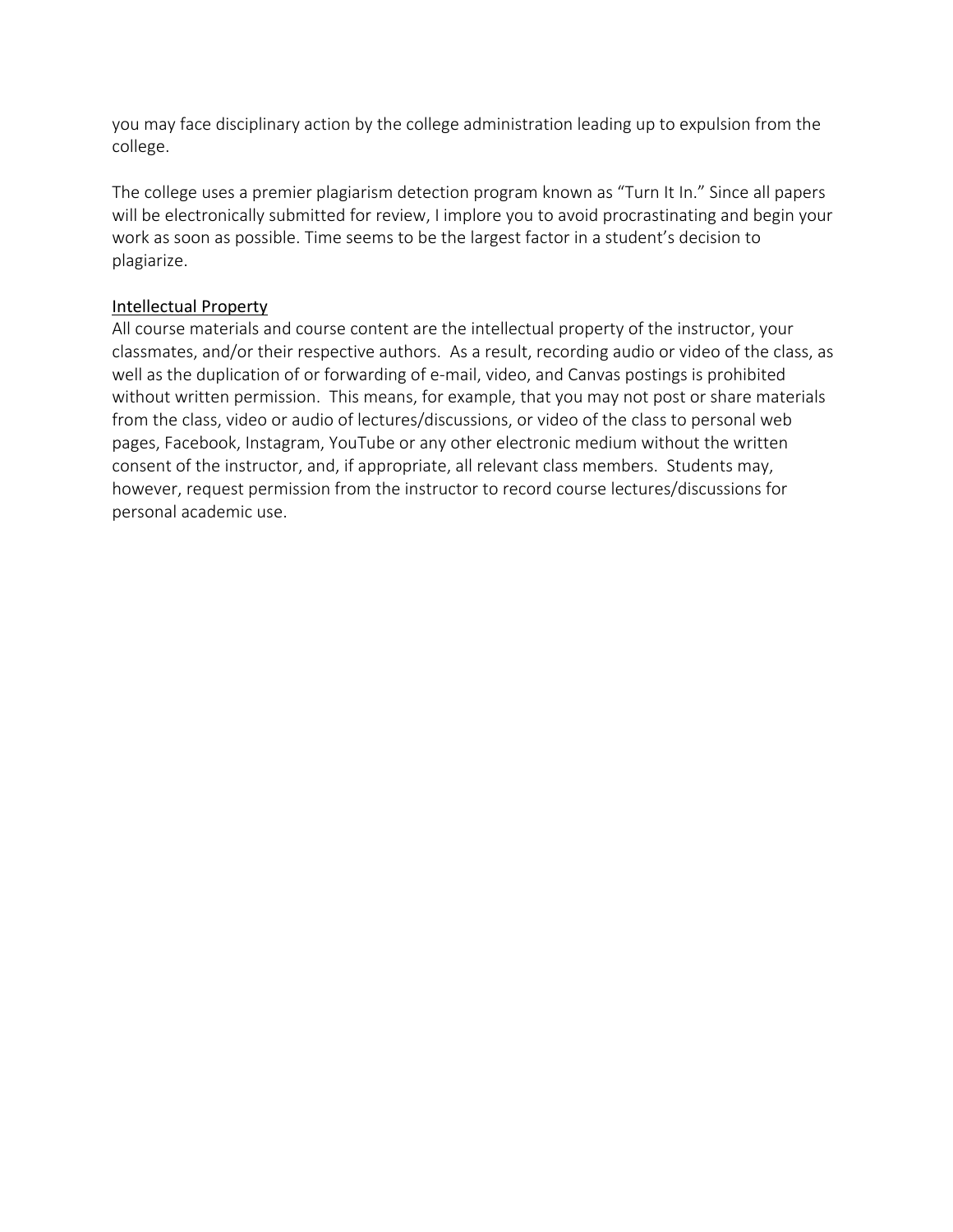you may face disciplinary action by the college administration leading up to expulsion from the college.

The college uses a premier plagiarism detection program known as "Turn It In." Since all papers will be electronically submitted for review, I implore you to avoid procrastinating and begin your work as soon as possible. Time seems to be the largest factor in a student's decision to plagiarize.

<u>Intellectual Property</u>

All course materials and course content are the intellectual property of the instructor, your classmates, and/or their respective authors.  As a result, recording audio or video of the class, as well as the duplication of or forwarding of e-mail, video, and Canvas postings is prohibited without written permission.  This means, for example, that you may not post or share materials from the class, video or audio of lectures/discussions, or video of the class to personal web pages, Facebook, Instagram, YouTube or any other electronic medium without the written consent of the instructor, and, if appropriate, all relevant class members.  Students may, however, request permission from the instructor to record course lectures/discussions for personal academic use.